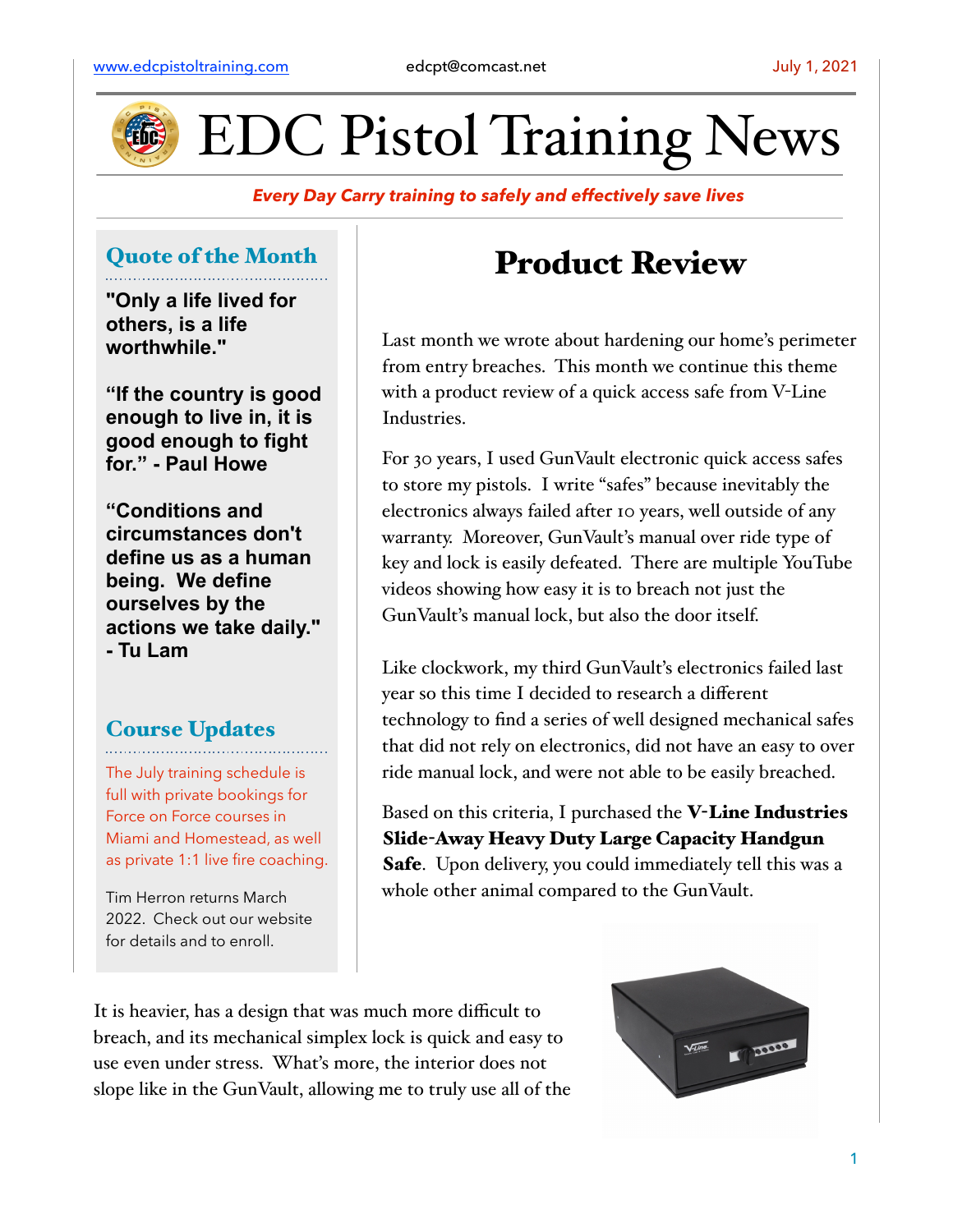www.edcpistoltraining.com edcpt@comcast.net July 1, 2021

# EDC Pistol Training News

***Every Day Carry training to safely and effectively save lives***

## Quote of the Month

**"Only a life lived for others, is a life worthwhile."**

**"If the country is good enough to live in, it is good enough to fight for." - Paul Howe**

**"Conditions and circumstances don't define us as a human being. We define ourselves by the actions we take daily." - Tu Lam**

## Course Updates

The July training schedule is full with private bookings for Force on Force courses in Miami and Homestead, as well as private 1:1 live fire coaching.

Tim Herron returns March 2022. Check out our website for details and to enroll.

# Product Review

Last month we wrote about hardening our home's perimeter from entry breaches. This month we continue this theme with a product review of a quick access safe from V-Line Industries.

For 30 years, I used GunVault electronic quick access safes to store my pistols. I write "safes" because inevitably the electronics always failed after 10 years, well outside of any warranty. Moreover, GunVault's manual over ride type of key and lock is easily defeated. There are multiple YouTube videos showing how easy it is to breach not just the GunVault's manual lock, but also the door itself.

Like clockwork, my third GunVault's electronics failed last year so this time I decided to research a different technology to find a series of well designed mechanical safes that did not rely on electronics, did not have an easy to over ride manual lock, and were not able to be easily breached.

Based on this criteria, I purchased the **V-Line Industries Slide-Away Heavy Duty Large Capacity Handgun Safe**. Upon delivery, you could immediately tell this was a whole other animal compared to the GunVault.

It is heavier, has a design that was much more difficult to breach, and its mechanical simplex lock is quick and easy to use even under stress. What's more, the interior does not slope like in the GunVault, allowing me to truly use all of the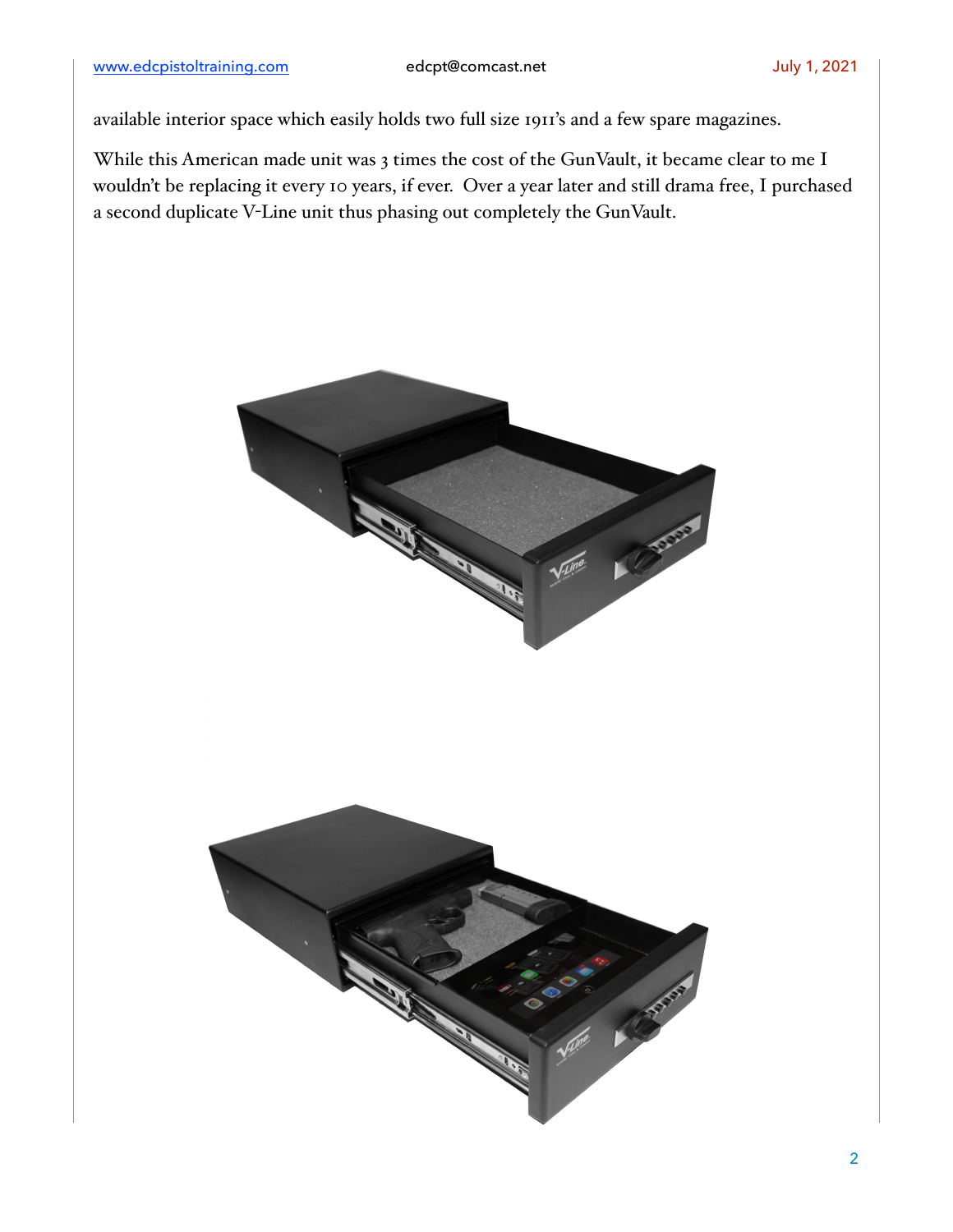available interior space which easily holds two full size 1911's and a few spare magazines.

While this American made unit was 3 times the cost of the GunVault, it became clear to me I wouldn't be replacing it every 10 years, if ever. Over a year later and still drama free, I purchased a second duplicate V-Line unit thus phasing out completely the GunVault.